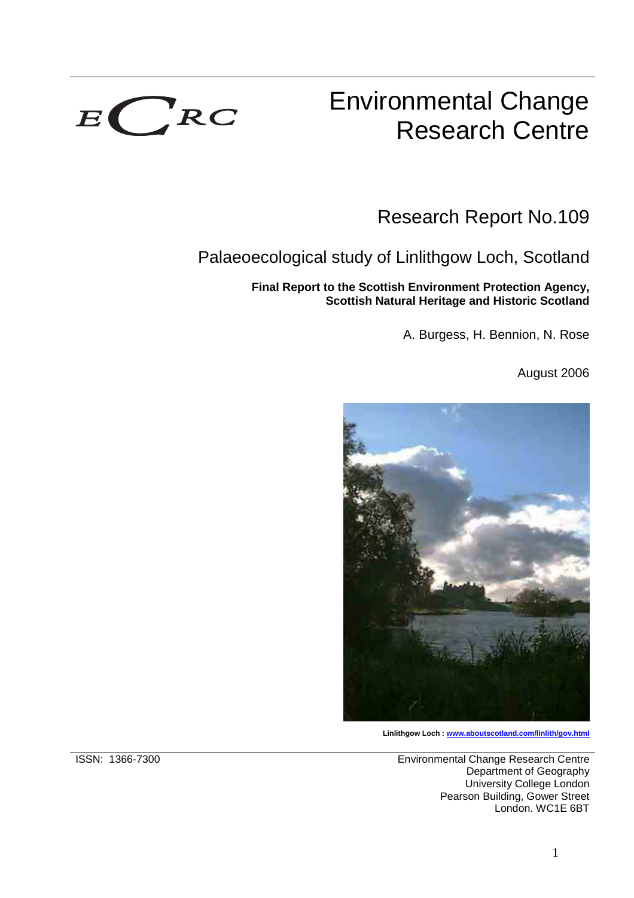ECRC

# Environmental Change Research Centre

## Research Report No.109

## Palaeoecological study of Linlithgow Loch, Scotland

**Final Report to the Scottish Environment Protection Agency, Scottish Natural Heritage and Historic Scotland**

A. Burgess, H. Bennion, N. Rose

August 2006

**Linlithgow Loch : www.aboutscotland.com/linlith/gov.html**

ISSN: 1366-7300

Environmental Change Research Centre
Department of Geography
University College London
Pearson Building, Gower Street
London. WC1E 6BT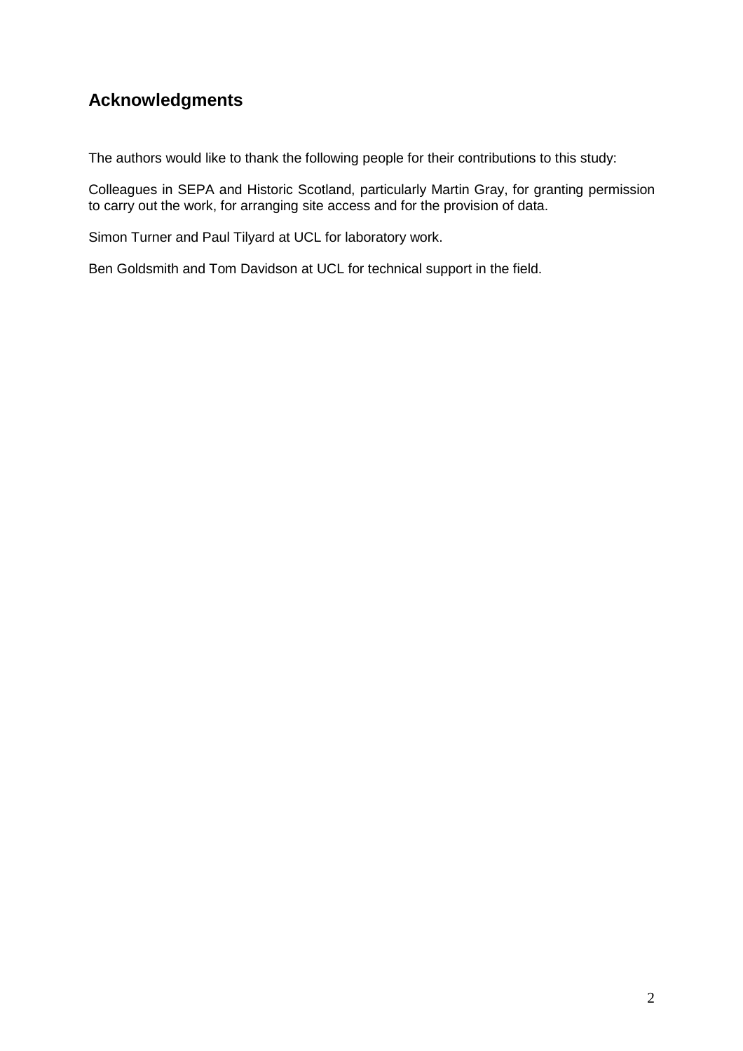## Acknowledgments

The authors would like to thank the following people for their contributions to this study:

Colleagues in SEPA and Historic Scotland, particularly Martin Gray, for granting permission to carry out the work, for arranging site access and for the provision of data.

Simon Turner and Paul Tilyard at UCL for laboratory work.

Ben Goldsmith and Tom Davidson at UCL for technical support in the field.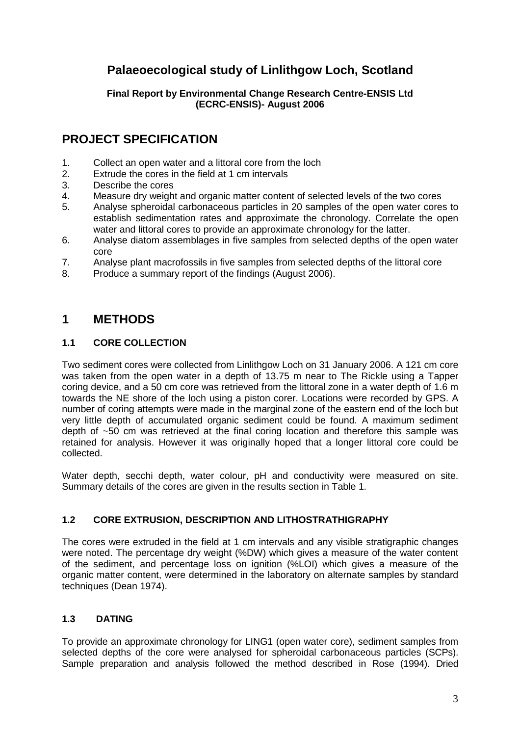# Palaeoecological study of Linlithgow Loch, Scotland

**Final Report by Environmental Change Research Centre-ENSIS Ltd (ECRC-ENSIS)- August 2006**

## PROJECT SPECIFICATION

1. Collect an open water and a littoral core from the loch
2. Extrude the cores in the field at 1 cm intervals
3. Describe the cores
4. Measure dry weight and organic matter content of selected levels of the two cores
5. Analyse spheroidal carbonaceous particles in 20 samples of the open water cores to establish sedimentation rates and approximate the chronology. Correlate the open water and littoral cores to provide an approximate chronology for the latter.
6. Analyse diatom assemblages in five samples from selected depths of the open water core
7. Analyse plant macrofossils in five samples from selected depths of the littoral core
8. Produce a summary report of the findings (August 2006).

## 1 METHODS

### 1.1 CORE COLLECTION

Two sediment cores were collected from Linlithgow Loch on 31 January 2006. A 121 cm core was taken from the open water in a depth of 13.75 m near to The Rickle using a Tapper coring device, and a 50 cm core was retrieved from the littoral zone in a water depth of 1.6 m towards the NE shore of the loch using a piston corer. Locations were recorded by GPS. A number of coring attempts were made in the marginal zone of the eastern end of the loch but very little depth of accumulated organic sediment could be found. A maximum sediment depth of ~50 cm was retrieved at the final coring location and therefore this sample was retained for analysis. However it was originally hoped that a longer littoral core could be collected.

Water depth, secchi depth, water colour, pH and conductivity were measured on site. Summary details of the cores are given in the results section in Table 1.

### 1.2 CORE EXTRUSION, DESCRIPTION AND LITHOSTRATHIGRAPHY

The cores were extruded in the field at 1 cm intervals and any visible stratigraphic changes were noted. The percentage dry weight (%DW) which gives a measure of the water content of the sediment, and percentage loss on ignition (%LOI) which gives a measure of the organic matter content, were determined in the laboratory on alternate samples by standard techniques (Dean 1974).

### 1.3 DATING

To provide an approximate chronology for LING1 (open water core), sediment samples from selected depths of the core were analysed for spheroidal carbonaceous particles (SCPs). Sample preparation and analysis followed the method described in Rose (1994). Dried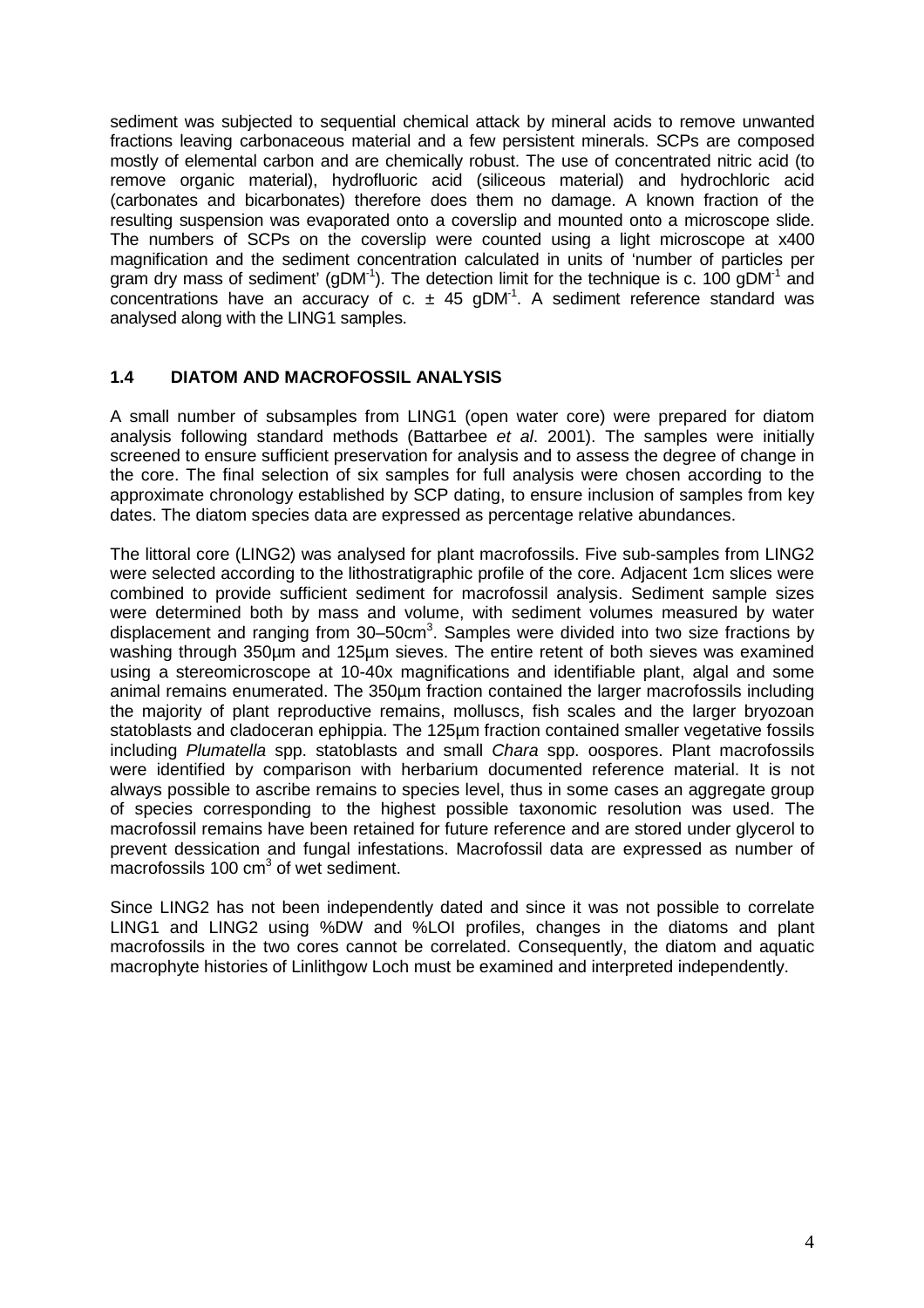sediment was subjected to sequential chemical attack by mineral acids to remove unwanted fractions leaving carbonaceous material and a few persistent minerals. SCPs are composed mostly of elemental carbon and are chemically robust. The use of concentrated nitric acid (to remove organic material), hydrofluoric acid (siliceous material) and hydrochloric acid (carbonates and bicarbonates) therefore does them no damage. A known fraction of the resulting suspension was evaporated onto a coverslip and mounted onto a microscope slide. The numbers of SCPs on the coverslip were counted using a light microscope at x400 magnification and the sediment concentration calculated in units of 'number of particles per gram dry mass of sediment' ($gDM^{-1}$). The detection limit for the technique is c. 100 $gDM^{-1}$ and concentrations have an accuracy of c. ± 45 $gDM^{-1}$. A sediment reference standard was analysed along with the LING1 samples.

### 1.4 DIATOM AND MACROFOSSIL ANALYSIS

A small number of subsamples from LING1 (open water core) were prepared for diatom analysis following standard methods (Battarbee *et al*. 2001). The samples were initially screened to ensure sufficient preservation for analysis and to assess the degree of change in the core. The final selection of six samples for full analysis were chosen according to the approximate chronology established by SCP dating, to ensure inclusion of samples from key dates. The diatom species data are expressed as percentage relative abundances.

The littoral core (LING2) was analysed for plant macrofossils. Five sub-samples from LING2 were selected according to the lithostratigraphic profile of the core. Adjacent 1cm slices were combined to provide sufficient sediment for macrofossil analysis. Sediment sample sizes were determined both by mass and volume, with sediment volumes measured by water displacement and ranging from 30–50$cm^3$. Samples were divided into two size fractions by washing through 350µm and 125µm sieves. The entire retent of both sieves was examined using a stereomicroscope at 10-40x magnifications and identifiable plant, algal and some animal remains enumerated. The 350µm fraction contained the larger macrofossils including the majority of plant reproductive remains, molluscs, fish scales and the larger bryozoan statoblasts and cladoceran ephippia. The 125µm fraction contained smaller vegetative fossils including *Plumatella* spp. statoblasts and small *Chara* spp. oospores. Plant macrofossils were identified by comparison with herbarium documented reference material. It is not always possible to ascribe remains to species level, thus in some cases an aggregate group of species corresponding to the highest possible taxonomic resolution was used. The macrofossil remains have been retained for future reference and are stored under glycerol to prevent dessication and fungal infestations. Macrofossil data are expressed as number of macrofossils 100 $cm^3$ of wet sediment.

Since LING2 has not been independently dated and since it was not possible to correlate LING1 and LING2 using %DW and %LOI profiles, changes in the diatoms and plant macrofossils in the two cores cannot be correlated. Consequently, the diatom and aquatic macrophyte histories of Linlithgow Loch must be examined and interpreted independently.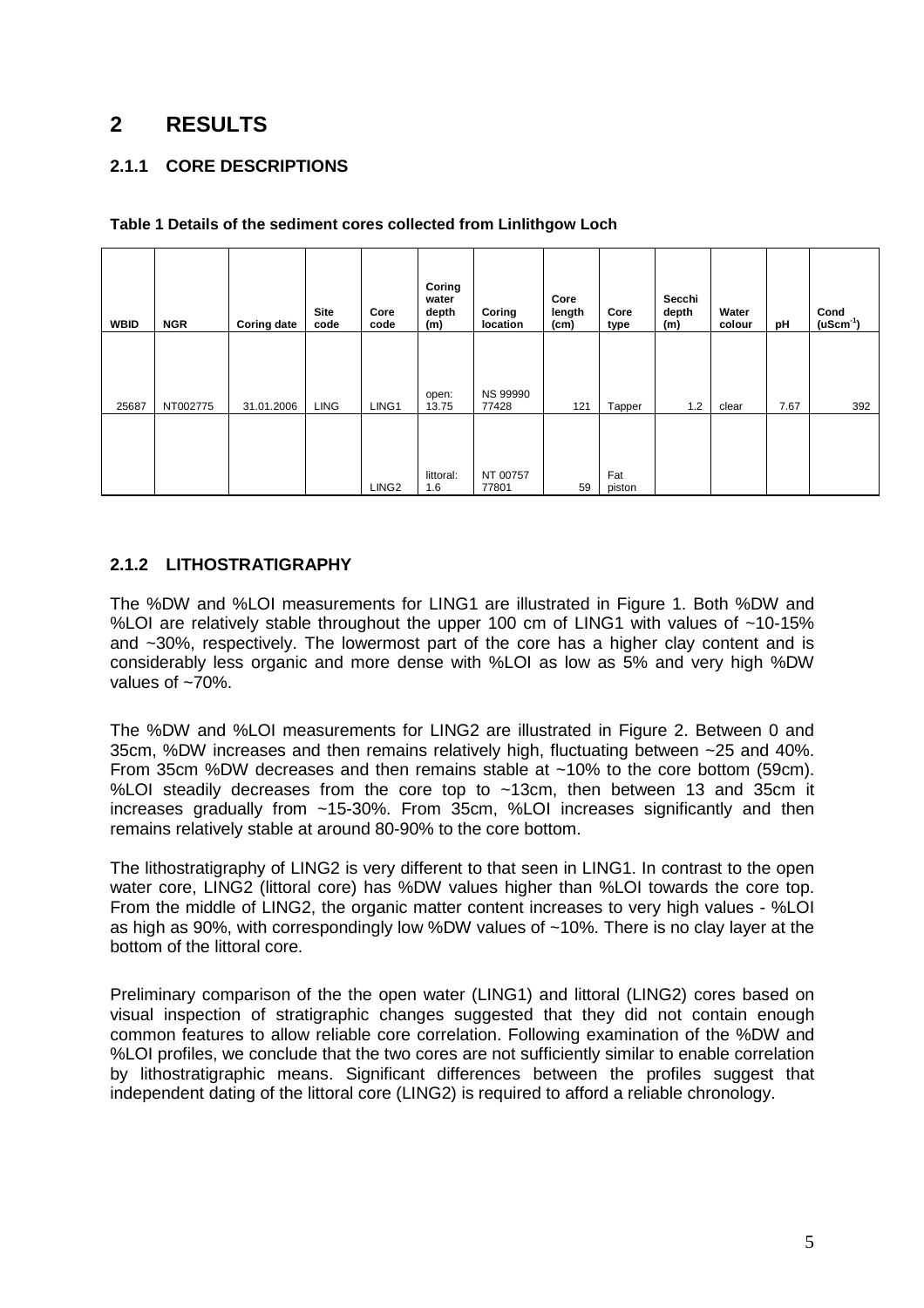# 2 RESULTS

## 2.1.1 CORE DESCRIPTIONS

**Table 1 Details of the sediment cores collected from Linlithgow Loch**

| WBID | NGR | Coring date | Site code | Core code | Coring water depth (m) | Coring location | Core length (cm) | Core type | Secchi depth (m) | Water colour | pH | Cond ($uScm^{-1}$) |
|---|---|---|---|---|---|---|---|---|---|---|---|---|
| 25687 | NT002775 | 31.01.2006 | LING | LING1 | open: 13.75 | NS 99990 77428 | 121 | Tapper | 1.2 | clear | 7.67 | 392 |
| | | | | LING2 | littoral: 1.6 | NT 00757 77801 | 59 | Fat piston | | | | |

## 2.1.2 LITHOSTRATIGRAPHY

The %DW and %LOI measurements for LING1 are illustrated in Figure 1. Both %DW and %LOI are relatively stable throughout the upper 100 cm of LING1 with values of ~10-15% and ~30%, respectively. The lowermost part of the core has a higher clay content and is considerably less organic and more dense with %LOI as low as 5% and very high %DW values of ~70%.

The %DW and %LOI measurements for LING2 are illustrated in Figure 2. Between 0 and 35cm, %DW increases and then remains relatively high, fluctuating between ~25 and 40%. From 35cm %DW decreases and then remains stable at ~10% to the core bottom (59cm). %LOI steadily decreases from the core top to ~13cm, then between 13 and 35cm it increases gradually from ~15-30%. From 35cm, %LOI increases significantly and then remains relatively stable at around 80-90% to the core bottom.

The lithostratigraphy of LING2 is very different to that seen in LING1. In contrast to the open water core, LING2 (littoral core) has %DW values higher than %LOI towards the core top. From the middle of LING2, the organic matter content increases to very high values - %LOI as high as 90%, with correspondingly low %DW values of ~10%. There is no clay layer at the bottom of the littoral core.

Preliminary comparison of the the open water (LING1) and littoral (LING2) cores based on visual inspection of stratigraphic changes suggested that they did not contain enough common features to allow reliable core correlation. Following examination of the %DW and %LOI profiles, we conclude that the two cores are not sufficiently similar to enable correlation by lithostratigraphic means. Significant differences between the profiles suggest that independent dating of the littoral core (LING2) is required to afford a reliable chronology.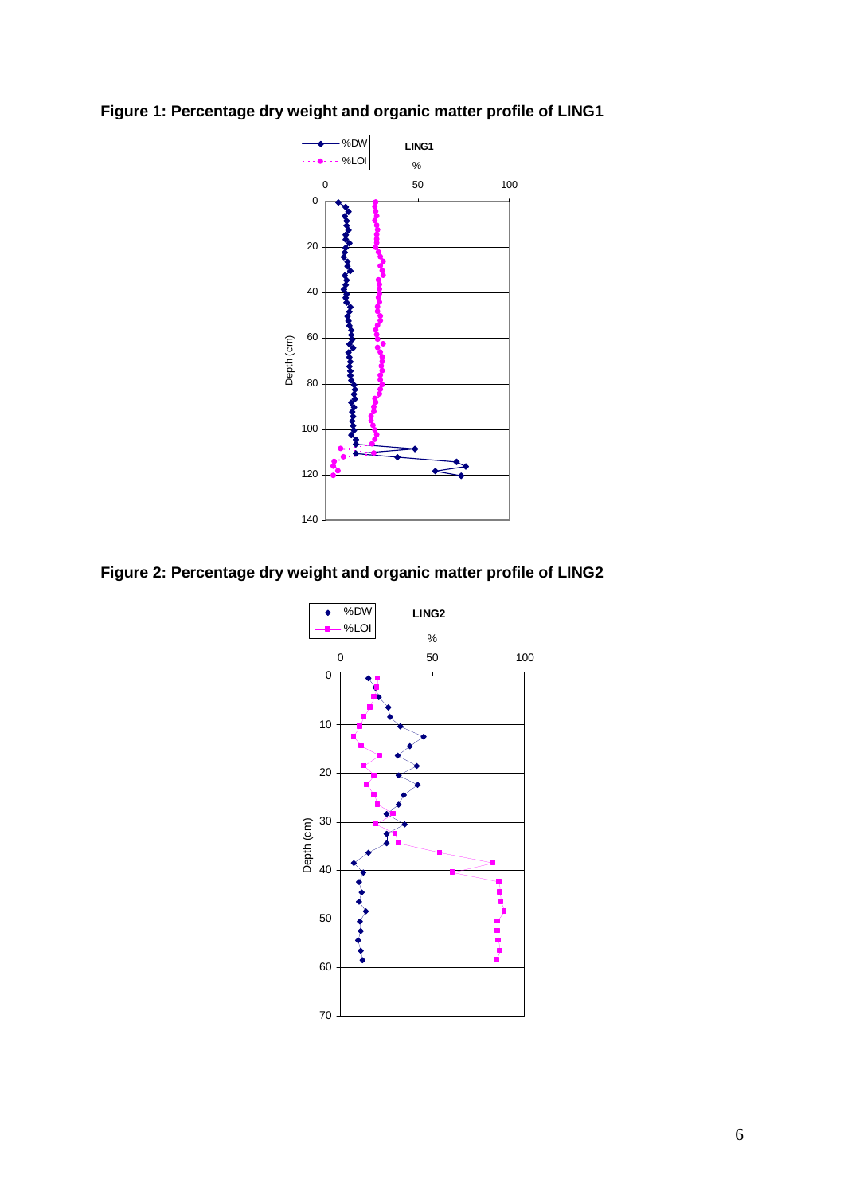**Figure 1: Percentage dry weight and organic matter profile of LING1**

**Figure 2: Percentage dry weight and organic matter profile of LING2**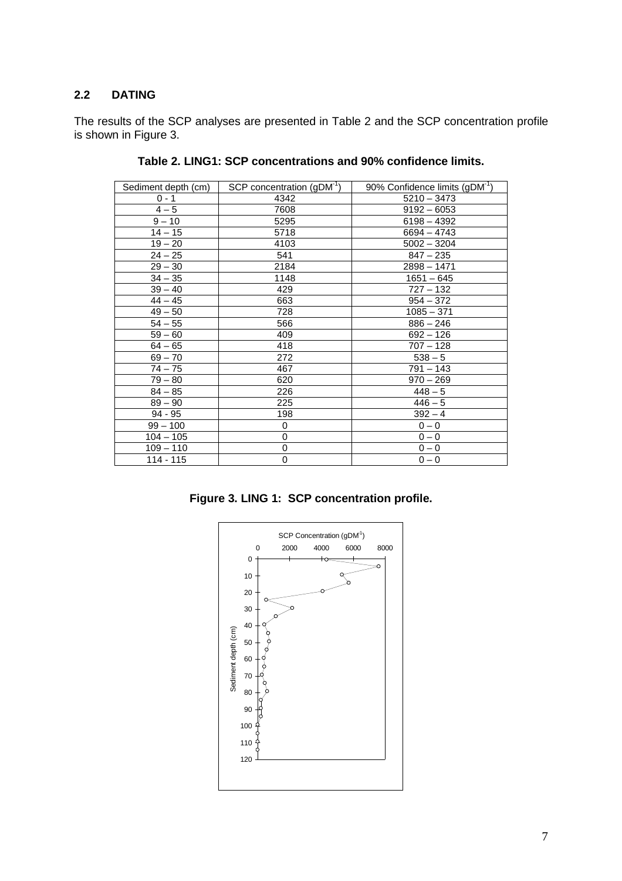## 2.2 DATING

The results of the SCP analyses are presented in Table 2 and the SCP concentration profile is shown in Figure 3.

**Table 2. LING1: SCP concentrations and 90% confidence limits.**

| Sediment depth (cm) | SCP concentration ($gDM^{-1}$) | 90% Confidence limits ($gDM^{-1}$) |
|---|---|---|
| 0 - 1 | 4342 | 5210 – 3473 |
| 4 – 5 | 7608 | 9192 – 6053 |
| 9 – 10 | 5295 | 6198 – 4392 |
| 14 – 15 | 5718 | 6694 – 4743 |
| 19 – 20 | 4103 | 5002 – 3204 |
| 24 – 25 | 541 | 847 – 235 |
| 29 – 30 | 2184 | 2898 – 1471 |
| 34 – 35 | 1148 | 1651 – 645 |
| 39 – 40 | 429 | 727 – 132 |
| 44 – 45 | 663 | 954 – 372 |
| 49 – 50 | 728 | 1085 – 371 |
| 54 – 55 | 566 | 886 – 246 |
| 59 – 60 | 409 | 692 – 126 |
| 64 – 65 | 418 | 707 – 128 |
| 69 – 70 | 272 | 538 – 5 |
| 74 – 75 | 467 | 791 – 143 |
| 79 – 80 | 620 | 970 – 269 |
| 84 – 85 | 226 | 448 – 5 |
| 89 – 90 | 225 | 446 – 5 |
| 94 - 95 | 198 | 392 – 4 |
| 99 – 100 | 0 | 0 – 0 |
| 104 – 105 | 0 | 0 – 0 |
| 109 – 110 | 0 | 0 – 0 |
| 114 - 115 | 0 | 0 – 0 |

**Figure 3. LING 1: SCP concentration profile.**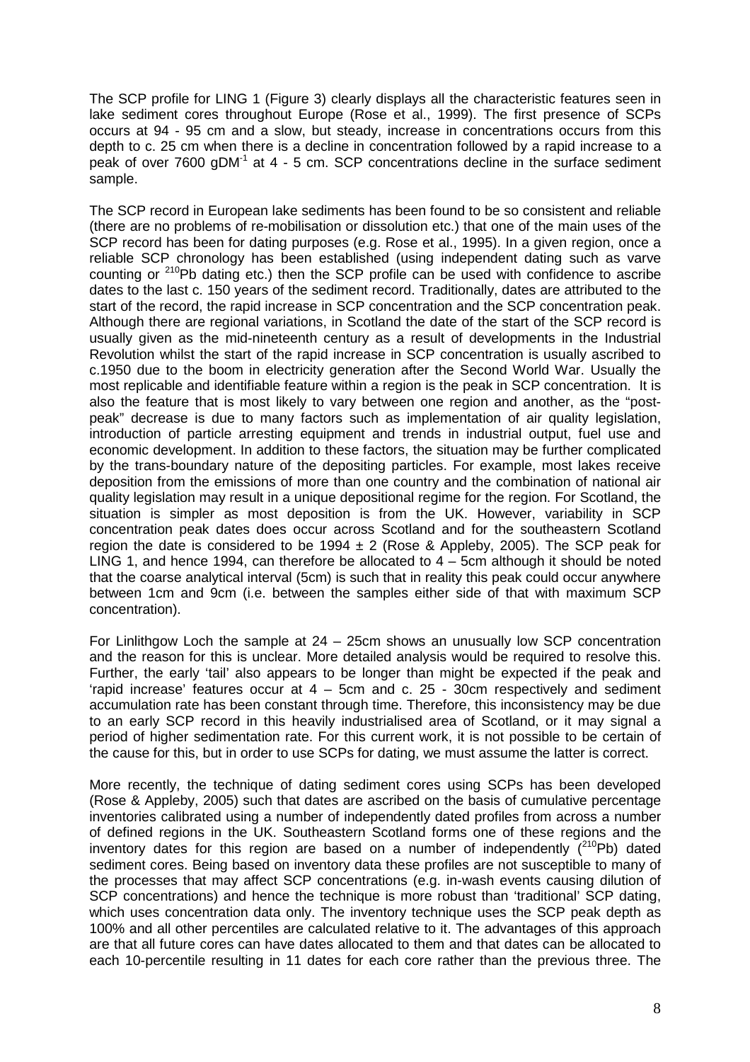The SCP profile for LING 1 (Figure 3) clearly displays all the characteristic features seen in lake sediment cores throughout Europe (Rose et al., 1999). The first presence of SCPs occurs at 94 - 95 cm and a slow, but steady, increase in concentrations occurs from this depth to c. 25 cm when there is a decline in concentration followed by a rapid increase to a peak of over 7600 $gDM^{-1}$ at 4 - 5 cm. SCP concentrations decline in the surface sediment sample.

The SCP record in European lake sediments has been found to be so consistent and reliable (there are no problems of re-mobilisation or dissolution etc.) that one of the main uses of the SCP record has been for dating purposes (e.g. Rose et al., 1995). In a given region, once a reliable SCP chronology has been established (using independent dating such as varve counting or $^{210}Pb$ dating etc.) then the SCP profile can be used with confidence to ascribe dates to the last c. 150 years of the sediment record. Traditionally, dates are attributed to the start of the record, the rapid increase in SCP concentration and the SCP concentration peak. Although there are regional variations, in Scotland the date of the start of the SCP record is usually given as the mid-nineteenth century as a result of developments in the Industrial Revolution whilst the start of the rapid increase in SCP concentration is usually ascribed to c.1950 due to the boom in electricity generation after the Second World War. Usually the most replicable and identifiable feature within a region is the peak in SCP concentration. It is also the feature that is most likely to vary between one region and another, as the "post-peak" decrease is due to many factors such as implementation of air quality legislation, introduction of particle arresting equipment and trends in industrial output, fuel use and economic development. In addition to these factors, the situation may be further complicated by the trans-boundary nature of the depositing particles. For example, most lakes receive deposition from the emissions of more than one country and the combination of national air quality legislation may result in a unique depositional regime for the region. For Scotland, the situation is simpler as most deposition is from the UK. However, variability in SCP concentration peak dates does occur across Scotland and for the southeastern Scotland region the date is considered to be 1994 $\pm$ 2 (Rose & Appleby, 2005). The SCP peak for LING 1, and hence 1994, can therefore be allocated to 4 – 5cm although it should be noted that the coarse analytical interval (5cm) is such that in reality this peak could occur anywhere between 1cm and 9cm (i.e. between the samples either side of that with maximum SCP concentration).

For Linlithgow Loch the sample at 24 – 25cm shows an unusually low SCP concentration and the reason for this is unclear. More detailed analysis would be required to resolve this. Further, the early 'tail' also appears to be longer than might be expected if the peak and 'rapid increase' features occur at 4 – 5cm and c. 25 - 30cm respectively and sediment accumulation rate has been constant through time. Therefore, this inconsistency may be due to an early SCP record in this heavily industrialised area of Scotland, or it may signal a period of higher sedimentation rate. For this current work, it is not possible to be certain of the cause for this, but in order to use SCPs for dating, we must assume the latter is correct.

More recently, the technique of dating sediment cores using SCPs has been developed (Rose & Appleby, 2005) such that dates are ascribed on the basis of cumulative percentage inventories calibrated using a number of independently dated profiles from across a number of defined regions in the UK. Southeastern Scotland forms one of these regions and the inventory dates for this region are based on a number of independently ($^{210}Pb$) dated sediment cores. Being based on inventory data these profiles are not susceptible to many of the processes that may affect SCP concentrations (e.g. in-wash events causing dilution of SCP concentrations) and hence the technique is more robust than 'traditional' SCP dating, which uses concentration data only. The inventory technique uses the SCP peak depth as 100% and all other percentiles are calculated relative to it. The advantages of this approach are that all future cores can have dates allocated to them and that dates can be allocated to each 10-percentile resulting in 11 dates for each core rather than the previous three. The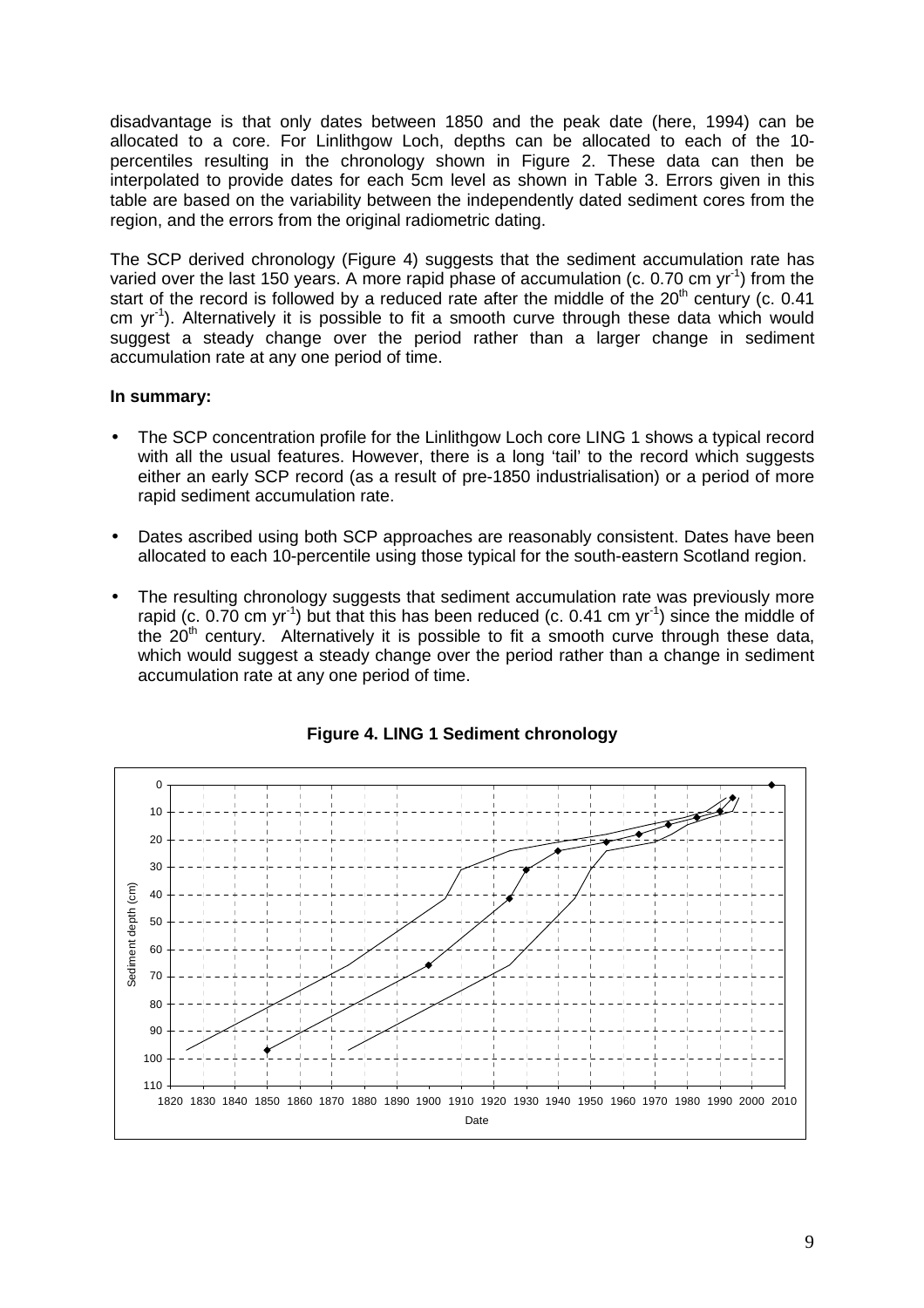disadvantage is that only dates between 1850 and the peak date (here, 1994) can be allocated to a core. For Linlithgow Loch, depths can be allocated to each of the 10-percentiles resulting in the chronology shown in Figure 2. These data can then be interpolated to provide dates for each 5cm level as shown in Table 3. Errors given in this table are based on the variability between the independently dated sediment cores from the region, and the errors from the original radiometric dating.

The SCP derived chronology (Figure 4) suggests that the sediment accumulation rate has varied over the last 150 years. A more rapid phase of accumulation (c. 0.70 cm $yr^{-1}$) from the start of the record is followed by a reduced rate after the middle of the $20^{th}$ century (c. 0.41 cm $yr^{-1}$). Alternatively it is possible to fit a smooth curve through these data which would suggest a steady change over the period rather than a larger change in sediment accumulation rate at any one period of time.

**In summary:**

- The SCP concentration profile for the Linlithgow Loch core LING 1 shows a typical record with all the usual features. However, there is a long 'tail' to the record which suggests either an early SCP record (as a result of pre-1850 industrialisation) or a period of more rapid sediment accumulation rate.
- Dates ascribed using both SCP approaches are reasonably consistent. Dates have been allocated to each 10-percentile using those typical for the south-eastern Scotland region.
- The resulting chronology suggests that sediment accumulation rate was previously more rapid (c. 0.70 cm $yr^{-1}$) but that this has been reduced (c. 0.41 cm $yr^{-1}$) since the middle of the $20^{th}$ century. Alternatively it is possible to fit a smooth curve through these data, which would suggest a steady change over the period rather than a change in sediment accumulation rate at any one period of time.

**Figure 4. LING 1 Sediment chronology**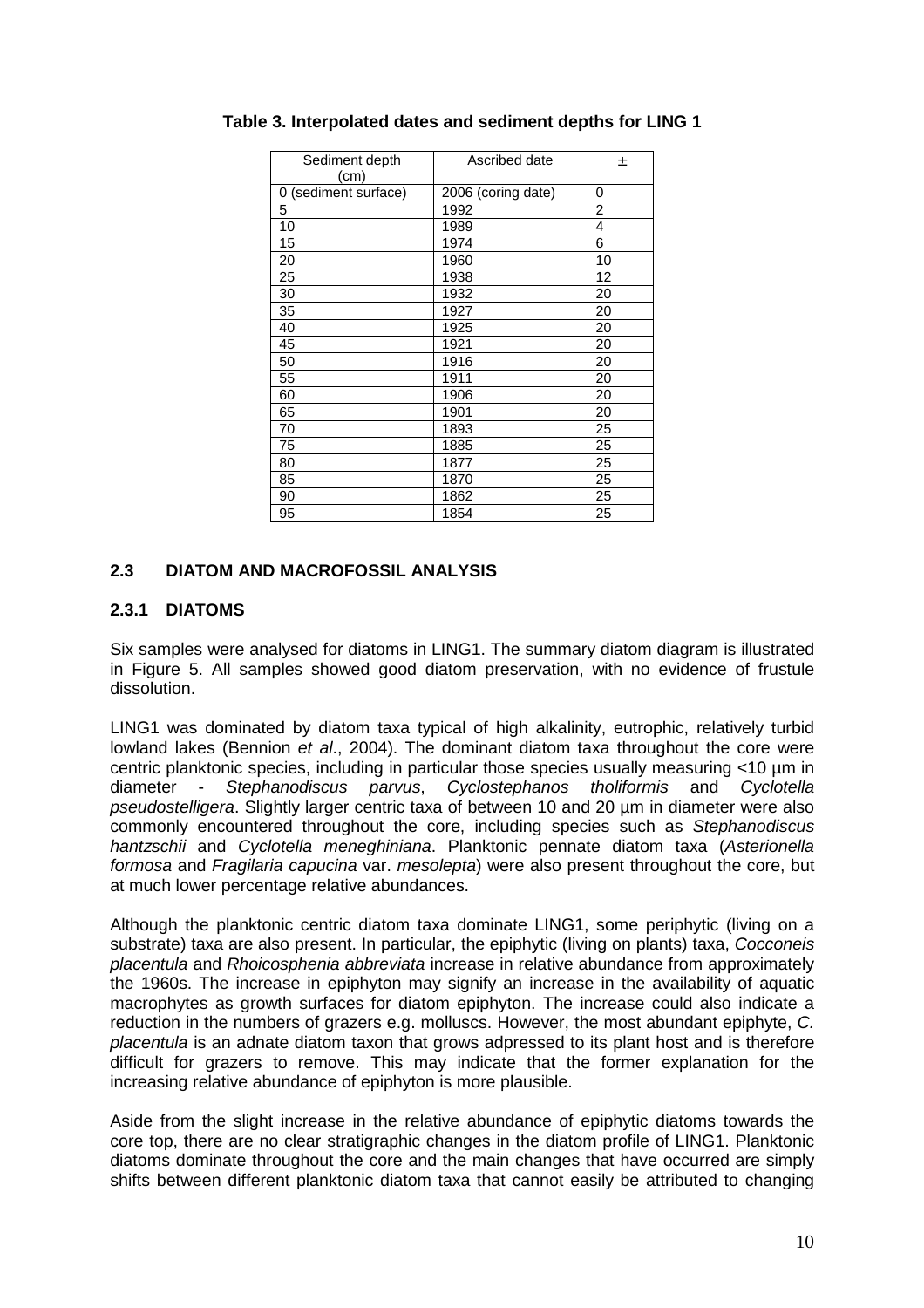**Table 3. Interpolated dates and sediment depths for LING 1**

| Sediment depth (cm) | Ascribed date | ± |
|---|---|---|
| 0 (sediment surface) | 2006 (coring date) | 0 |
| 5 | 1992 | 2 |
| 10 | 1989 | 4 |
| 15 | 1974 | 6 |
| 20 | 1960 | 10 |
| 25 | 1938 | 12 |
| 30 | 1932 | 20 |
| 35 | 1927 | 20 |
| 40 | 1925 | 20 |
| 45 | 1921 | 20 |
| 50 | 1916 | 20 |
| 55 | 1911 | 20 |
| 60 | 1906 | 20 |
| 65 | 1901 | 20 |
| 70 | 1893 | 25 |
| 75 | 1885 | 25 |
| 80 | 1877 | 25 |
| 85 | 1870 | 25 |
| 90 | 1862 | 25 |
| 95 | 1854 | 25 |

## 2.3 DIATOM AND MACROFOSSIL ANALYSIS

### 2.3.1 DIATOMS

Six samples were analysed for diatoms in LING1. The summary diatom diagram is illustrated in Figure 5. All samples showed good diatom preservation, with no evidence of frustule dissolution.

LING1 was dominated by diatom taxa typical of high alkalinity, eutrophic, relatively turbid lowland lakes (Bennion *et al*., 2004). The dominant diatom taxa throughout the core were centric planktonic species, including in particular those species usually measuring <10 µm in diameter - *Stephanodiscus parvus*, *Cyclostephanos tholiformis* and *Cyclotella pseudostelligera*. Slightly larger centric taxa of between 10 and 20 µm in diameter were also commonly encountered throughout the core, including species such as *Stephanodiscus hantzschii* and *Cyclotella meneghiniana*. Planktonic pennate diatom taxa (*Asterionella formosa* and *Fragilaria capucina* var. *mesolepta*) were also present throughout the core, but at much lower percentage relative abundances.

Although the planktonic centric diatom taxa dominate LING1, some periphytic (living on a substrate) taxa are also present. In particular, the epiphytic (living on plants) taxa, *Cocconeis placentula* and *Rhoicosphenia abbreviata* increase in relative abundance from approximately the 1960s. The increase in epiphyton may signify an increase in the availability of aquatic macrophytes as growth surfaces for diatom epiphyton. The increase could also indicate a reduction in the numbers of grazers e.g. molluscs. However, the most abundant epiphyte, *C. placentula* is an adnate diatom taxon that grows adpressed to its plant host and is therefore difficult for grazers to remove. This may indicate that the former explanation for the increasing relative abundance of epiphyton is more plausible.

Aside from the slight increase in the relative abundance of epiphytic diatoms towards the core top, there are no clear stratigraphic changes in the diatom profile of LING1. Planktonic diatoms dominate throughout the core and the main changes that have occurred are simply shifts between different planktonic diatom taxa that cannot easily be attributed to changing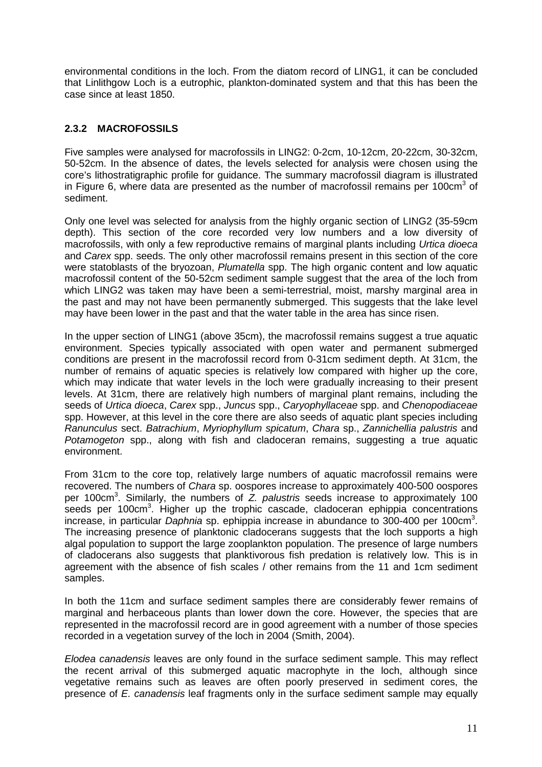environmental conditions in the loch. From the diatom record of LING1, it can be concluded that Linlithgow Loch is a eutrophic, plankton-dominated system and that this has been the case since at least 1850.

### 2.3.2 MACROFOSSILS

Five samples were analysed for macrofossils in LING2: 0-2cm, 10-12cm, 20-22cm, 30-32cm, 50-52cm. In the absence of dates, the levels selected for analysis were chosen using the core's lithostratigraphic profile for guidance. The summary macrofossil diagram is illustrated in Figure 6, where data are presented as the number of macrofossil remains per $100cm^3$ of sediment.

Only one level was selected for analysis from the highly organic section of LING2 (35-59cm depth). This section of the core recorded very low numbers and a low diversity of macrofossils, with only a few reproductive remains of marginal plants including *Urtica dioeca* and *Carex* spp. seeds. The only other macrofossil remains present in this section of the core were statoblasts of the bryozoan, *Plumatella* spp. The high organic content and low aquatic macrofossil content of the 50-52cm sediment sample suggest that the area of the loch from which LING2 was taken may have been a semi-terrestrial, moist, marshy marginal area in the past and may not have been permanently submerged. This suggests that the lake level may have been lower in the past and that the water table in the area has since risen.

In the upper section of LING1 (above 35cm), the macrofossil remains suggest a true aquatic environment. Species typically associated with open water and permanent submerged conditions are present in the macrofossil record from 0-31cm sediment depth. At 31cm, the number of remains of aquatic species is relatively low compared with higher up the core, which may indicate that water levels in the loch were gradually increasing to their present levels. At 31cm, there are relatively high numbers of marginal plant remains, including the seeds of *Urtica dioeca*, *Carex* spp., *Juncus* spp., *Caryophyllaceae* spp. and *Chenopodiaceae* spp. However, at this level in the core there are also seeds of aquatic plant species including *Ranunculus* sect. *Batrachium*, *Myriophyllum spicatum*, *Chara* sp., *Zannichellia palustris* and *Potamogeton* spp., along with fish and cladoceran remains, suggesting a true aquatic environment.

From 31cm to the core top, relatively large numbers of aquatic macrofossil remains were recovered. The numbers of *Chara* sp. oospores increase to approximately 400-500 oospores per $100cm^3$. Similarly, the numbers of *Z. palustris* seeds increase to approximately 100 seeds per $100cm^3$. Higher up the trophic cascade, cladoceran ephippia concentrations increase, in particular *Daphnia* sp. ephippia increase in abundance to 300-400 per $100cm^3$. The increasing presence of planktonic cladocerans suggests that the loch supports a high algal population to support the large zooplankton population. The presence of large numbers of cladocerans also suggests that planktivorous fish predation is relatively low. This is in agreement with the absence of fish scales / other remains from the 11 and 1cm sediment samples.

In both the 11cm and surface sediment samples there are considerably fewer remains of marginal and herbaceous plants than lower down the core. However, the species that are represented in the macrofossil record are in good agreement with a number of those species recorded in a vegetation survey of the loch in 2004 (Smith, 2004).

*Elodea canadensis* leaves are only found in the surface sediment sample. This may reflect the recent arrival of this submerged aquatic macrophyte in the loch, although since vegetative remains such as leaves are often poorly preserved in sediment cores, the presence of *E. canadensis* leaf fragments only in the surface sediment sample may equally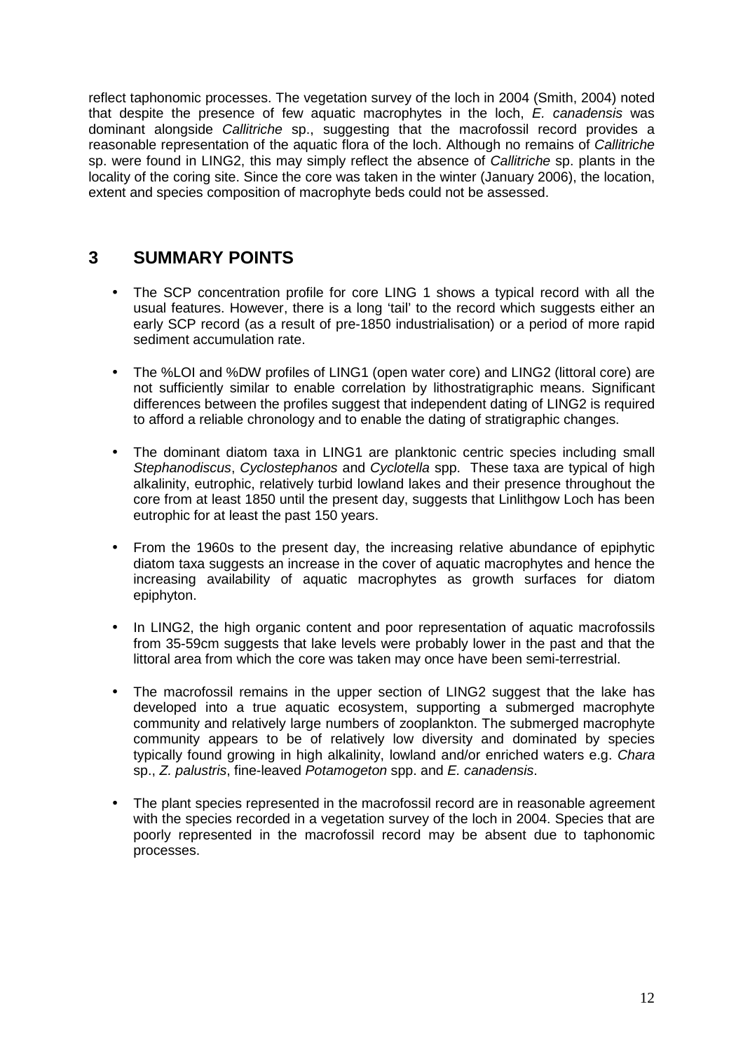reflect taphonomic processes. The vegetation survey of the loch in 2004 (Smith, 2004) noted that despite the presence of few aquatic macrophytes in the loch, *E. canadensis* was dominant alongside *Callitriche* sp., suggesting that the macrofossil record provides a reasonable representation of the aquatic flora of the loch. Although no remains of *Callitriche* sp. were found in LING2, this may simply reflect the absence of *Callitriche* sp. plants in the locality of the coring site. Since the core was taken in the winter (January 2006), the location, extent and species composition of macrophyte beds could not be assessed.

# 3 SUMMARY POINTS

- The SCP concentration profile for core LING 1 shows a typical record with all the usual features. However, there is a long 'tail' to the record which suggests either an early SCP record (as a result of pre-1850 industrialisation) or a period of more rapid sediment accumulation rate.

- The %LOI and %DW profiles of LING1 (open water core) and LING2 (littoral core) are not sufficiently similar to enable correlation by lithostratigraphic means. Significant differences between the profiles suggest that independent dating of LING2 is required to afford a reliable chronology and to enable the dating of stratigraphic changes.

- The dominant diatom taxa in LING1 are planktonic centric species including small *Stephanodiscus*, *Cyclostephanos* and *Cyclotella* spp. These taxa are typical of high alkalinity, eutrophic, relatively turbid lowland lakes and their presence throughout the core from at least 1850 until the present day, suggests that Linlithgow Loch has been eutrophic for at least the past 150 years.

- From the 1960s to the present day, the increasing relative abundance of epiphytic diatom taxa suggests an increase in the cover of aquatic macrophytes and hence the increasing availability of aquatic macrophytes as growth surfaces for diatom epiphyton.

- In LING2, the high organic content and poor representation of aquatic macrofossils from 35-59cm suggests that lake levels were probably lower in the past and that the littoral area from which the core was taken may once have been semi-terrestrial.

- The macrofossil remains in the upper section of LING2 suggest that the lake has developed into a true aquatic ecosystem, supporting a submerged macrophyte community and relatively large numbers of zooplankton. The submerged macrophyte community appears to be of relatively low diversity and dominated by species typically found growing in high alkalinity, lowland and/or enriched waters e.g. *Chara* sp., *Z. palustris*, fine-leaved *Potamogeton* spp. and *E. canadensis*.

- The plant species represented in the macrofossil record are in reasonable agreement with the species recorded in a vegetation survey of the loch in 2004. Species that are poorly represented in the macrofossil record may be absent due to taphonomic processes.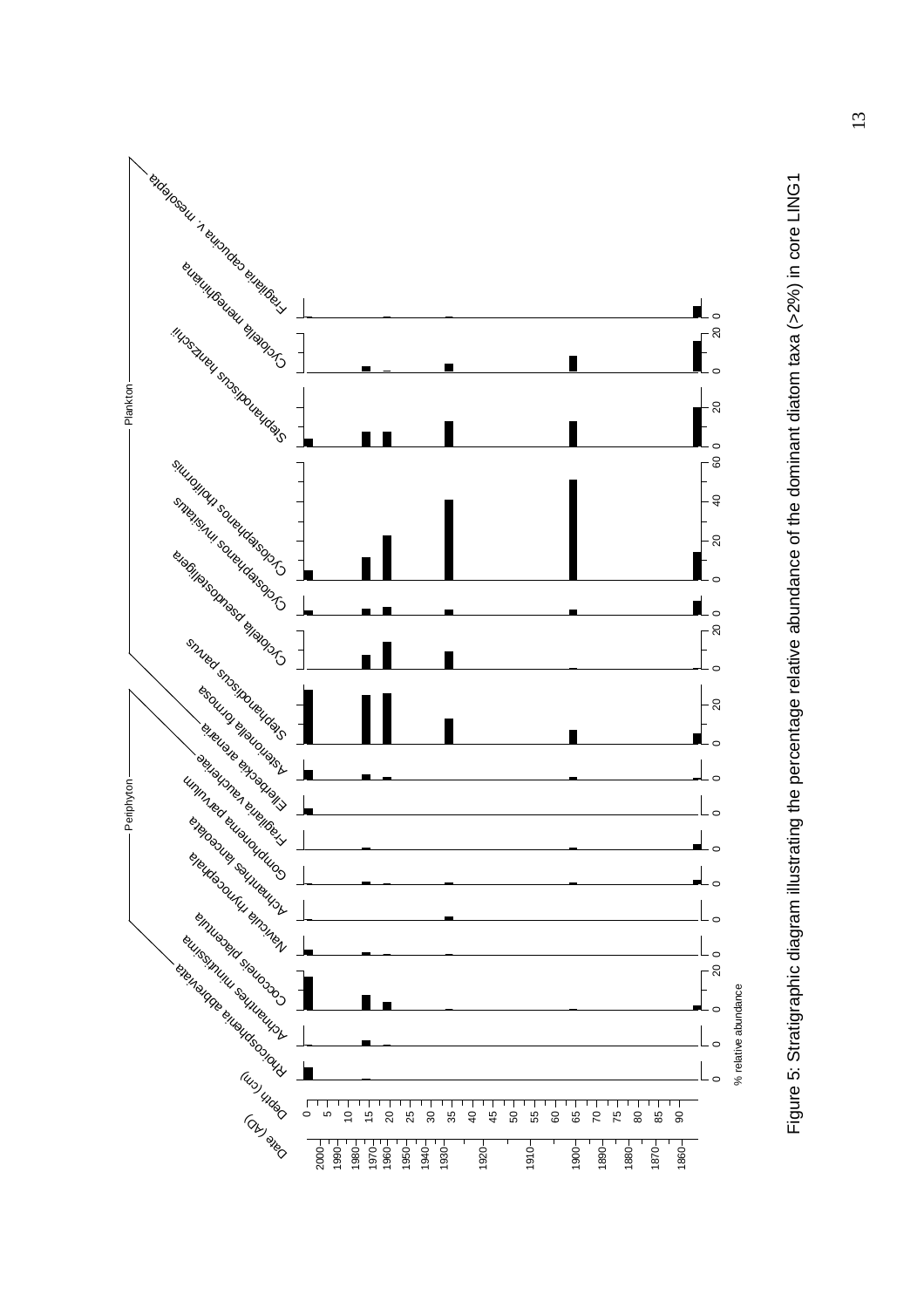Figure 5: Stratigraphic diagram illustrating the percentage relative abundance of the dominant diatom taxa (>2%) in core LING1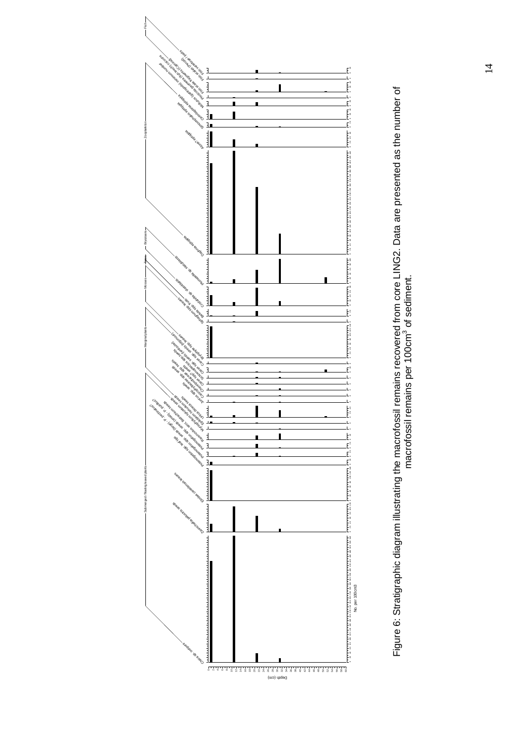Figure 6: Stratigraphic diagram illustrating the macrofossil remains recovered from core LING2. Data are presented as the number of macrofossil remains per 100cm$^3$ of sediment.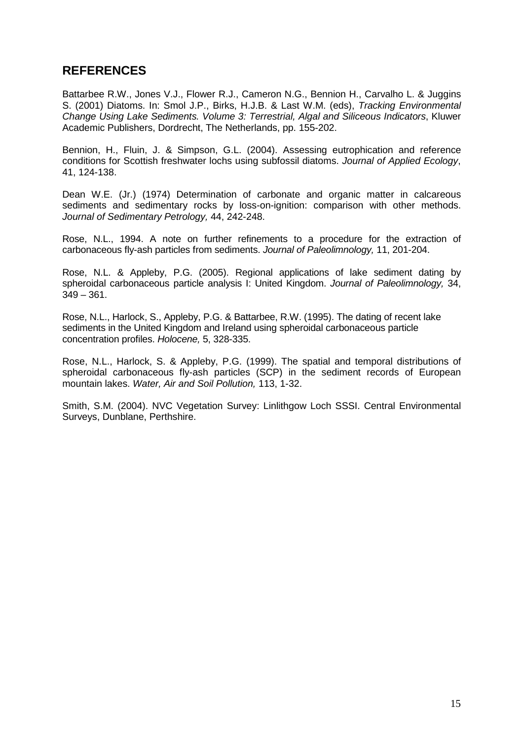## REFERENCES

Battarbee R.W., Jones V.J., Flower R.J., Cameron N.G., Bennion H., Carvalho L. & Juggins S. (2001) Diatoms. In: Smol J.P., Birks, H.J.B. & Last W.M. (eds), *Tracking Environmental Change Using Lake Sediments. Volume 3: Terrestrial, Algal and Siliceous Indicators*, Kluwer Academic Publishers, Dordrecht, The Netherlands, pp. 155-202.

Bennion, H., Fluin, J. & Simpson, G.L. (2004). Assessing eutrophication and reference conditions for Scottish freshwater lochs using subfossil diatoms. *Journal of Applied Ecology*, 41, 124-138.

Dean W.E. (Jr.) (1974) Determination of carbonate and organic matter in calcareous sediments and sedimentary rocks by loss-on-ignition: comparison with other methods. *Journal of Sedimentary Petrology,* 44, 242-248.

Rose, N.L., 1994. A note on further refinements to a procedure for the extraction of carbonaceous fly-ash particles from sediments. *Journal of Paleolimnology,* 11, 201-204.

Rose, N.L. & Appleby, P.G. (2005). Regional applications of lake sediment dating by spheroidal carbonaceous particle analysis I: United Kingdom. *Journal of Paleolimnology,* 34, 349 – 361.

Rose, N.L., Harlock, S., Appleby, P.G. & Battarbee, R.W. (1995). The dating of recent lake sediments in the United Kingdom and Ireland using spheroidal carbonaceous particle concentration profiles. *Holocene,* 5, 328-335.

Rose, N.L., Harlock, S. & Appleby, P.G. (1999). The spatial and temporal distributions of spheroidal carbonaceous fly-ash particles (SCP) in the sediment records of European mountain lakes. *Water, Air and Soil Pollution,* 113, 1-32.

Smith, S.M. (2004). NVC Vegetation Survey: Linlithgow Loch SSSI. Central Environmental Surveys, Dunblane, Perthshire.